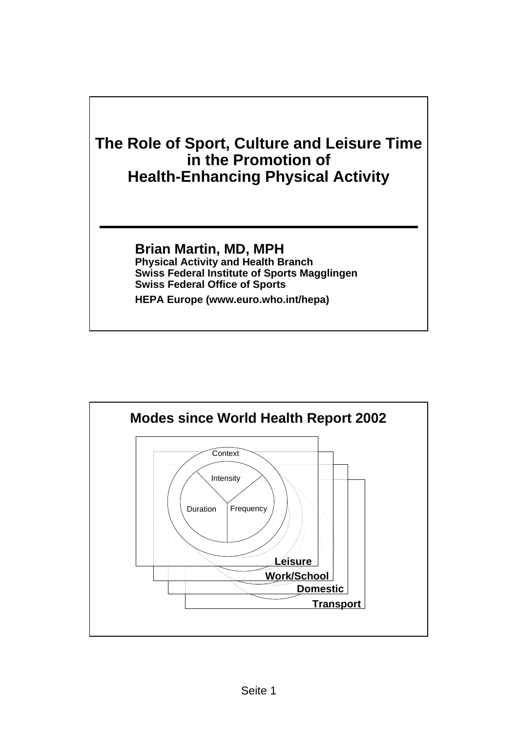# The Role of Sport, Culture and Leisure Time in the Promotion of Health-Enhancing Physical Activity

**Brian Martin, MD, MPH**
**Physical Activity and Health Branch**
**Swiss Federal Institute of Sports Magglingen**
**Swiss Federal Office of Sports**

**HEPA Europe (www.euro.who.int/hepa)**

## Modes since World Health Report 2002

Context

Intensity

Duration

Frequency

**Leisure**

**Work/School**

**Domestic**

**Transport**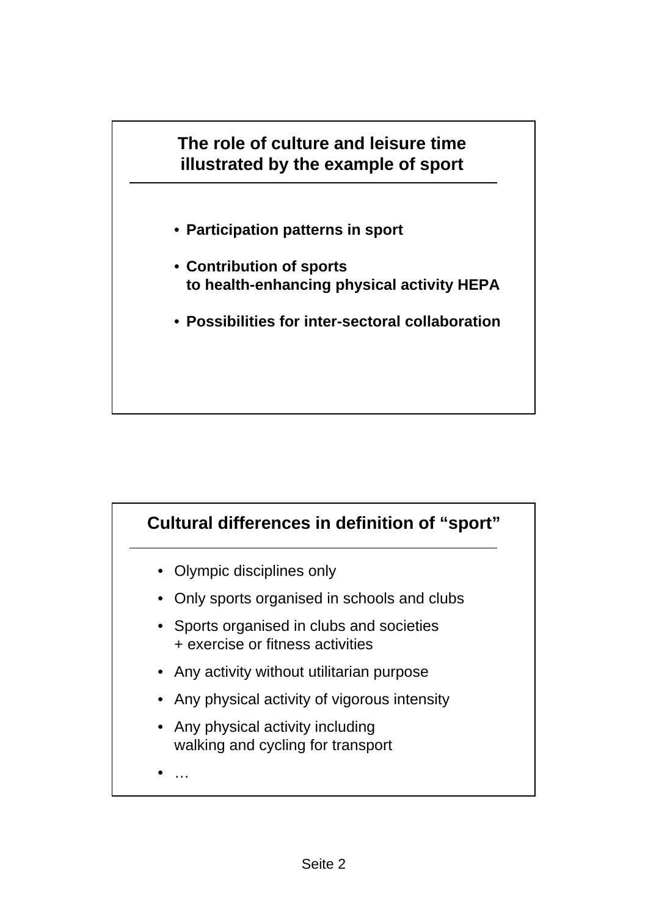## The role of culture and leisure time illustrated by the example of sport

- **Participation patterns in sport**
- **Contribution of sports to health-enhancing physical activity HEPA**
- **Possibilities for inter-sectoral collaboration**

## Cultural differences in definition of "sport"

- Olympic disciplines only
- Only sports organised in schools and clubs
- Sports organised in clubs and societies + exercise or fitness activities
- Any activity without utilitarian purpose
- Any physical activity of vigorous intensity
- Any physical activity including walking and cycling for transport
- …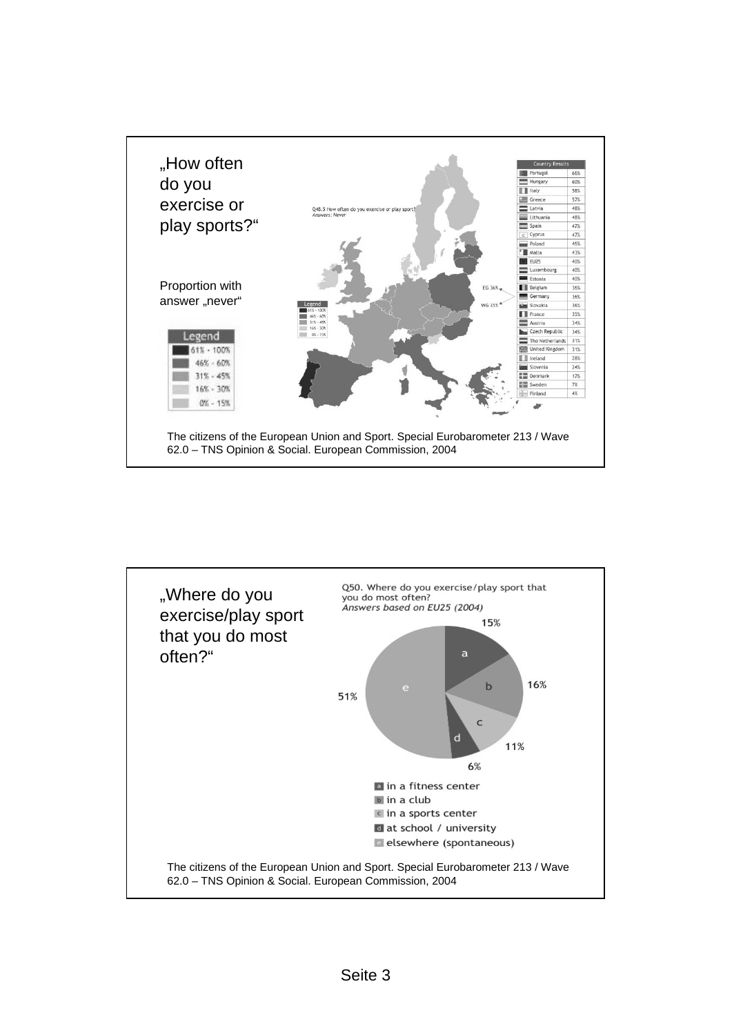„How often do you exercise or play sports?"

Proportion with answer „never"

Q48.5 How often do you exercise or play sport?
*Answers: Never*

| Legend |
|---|
| 61% - 100% |
| 46% - 60% |
| 31% - 45% |
| 16% - 30% |
| 0% - 15% |

EG 36%

WG 33%

| Country Results | |
|---|---|
| Portugal | 66% |
| Hungary | 60% |
| Italy | 58% |
| Greece | 57% |
| Latvia | 48% |
| Lithuania | 48% |
| Spain | 47% |
| Cyprus | 47% |
| Poland | 46% |
| Malta | 43% |
| EU25 | 40% |
| Luxembourg | 40% |
| Estonia | 40% |
| Belgium | 36% |
| Germany | 36% |
| Slovakia | 36% |
| France | 35% |
| Austria | 34% |
| Czech Republic | 34% |
| The Netherlands | 31% |
| United Kingdom | 31% |
| Ireland | 28% |
| Slovenia | 24% |
| Denmark | 17% |
| Sweden | 7% |
| Finland | 4% |

The citizens of the European Union and Sport. Special Eurobarometer 213 / Wave 62.0 – TNS Opinion & Social. European Commission, 2004

„Where do you exercise/play sport that you do most often?"

Q50. Where do you exercise/play sport that you do most often?
*Answers based on EU25 (2004)*

- a in a fitness center – 15%
- b in a club – 16%
- c in a sports center – 11%
- d at school / university – 6%
- e elsewhere (spontaneous) – 51%

The citizens of the European Union and Sport. Special Eurobarometer 213 / Wave 62.0 – TNS Opinion & Social. European Commission, 2004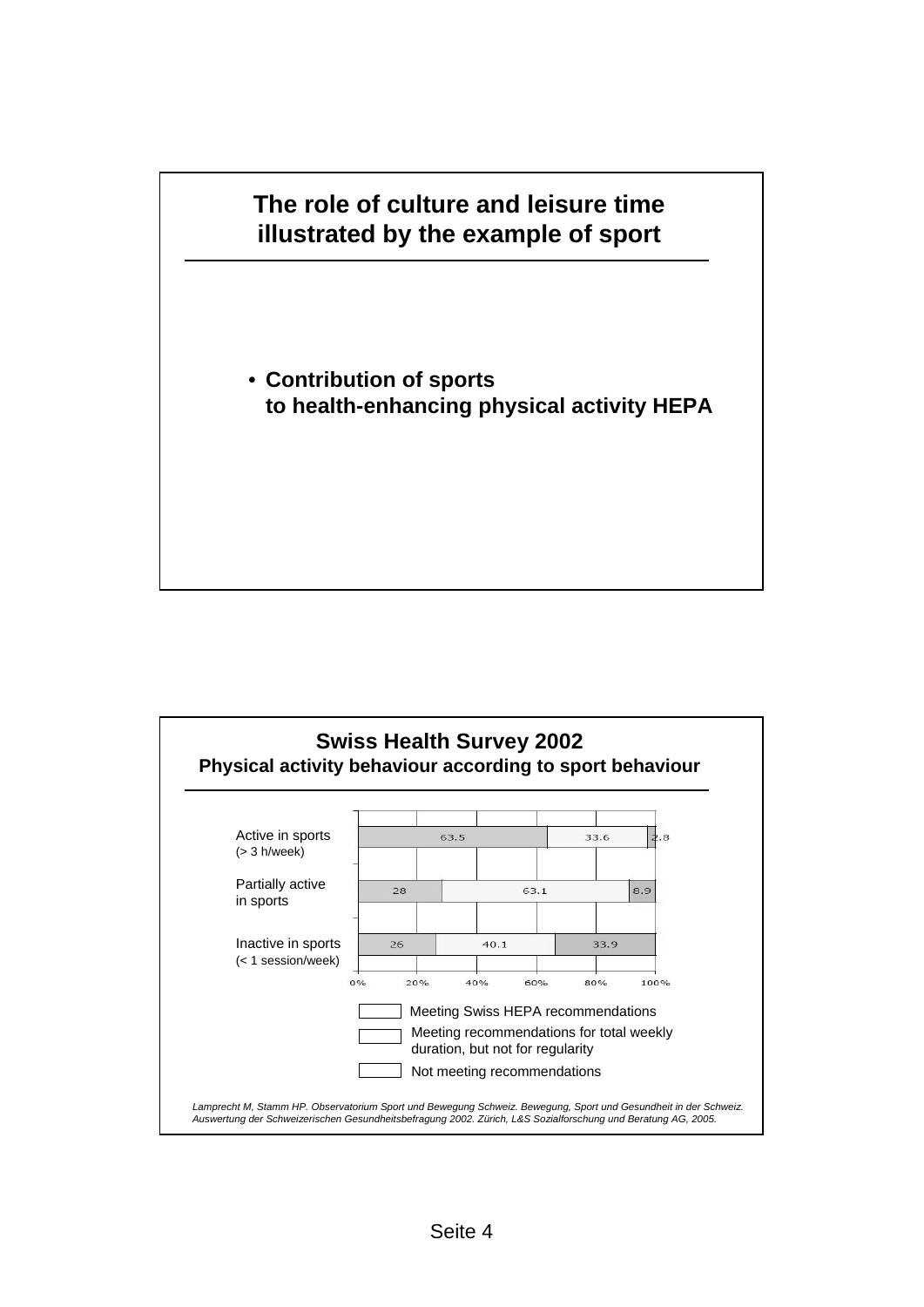## The role of culture and leisure time illustrated by the example of sport

- **Contribution of sports to health-enhancing physical activity HEPA**

---

## Swiss Health Survey 2002

### Physical activity behaviour according to sport behaviour

| | Meeting Swiss HEPA recommendations | Meeting recommendations for total weekly duration, but not for regularity | Not meeting recommendations |
|---|---|---|---|
| Active in sports (> 3 h/week) | 63.5 | 33.6 | 2.8 |
| Partially active in sports | 28 | 63.1 | 8.9 |
| Inactive in sports (< 1 session/week) | 26 | 40.1 | 33.9 |

0% 20% 40% 60% 80% 100%

*Lamprecht M, Stamm HP. Observatorium Sport und Bewegung Schweiz. Bewegung, Sport und Gesundheit in der Schweiz. Auswertung der Schweizerischen Gesundheitsbefragung 2002. Zürich, L&S Sozialforschung und Beratung AG, 2005.*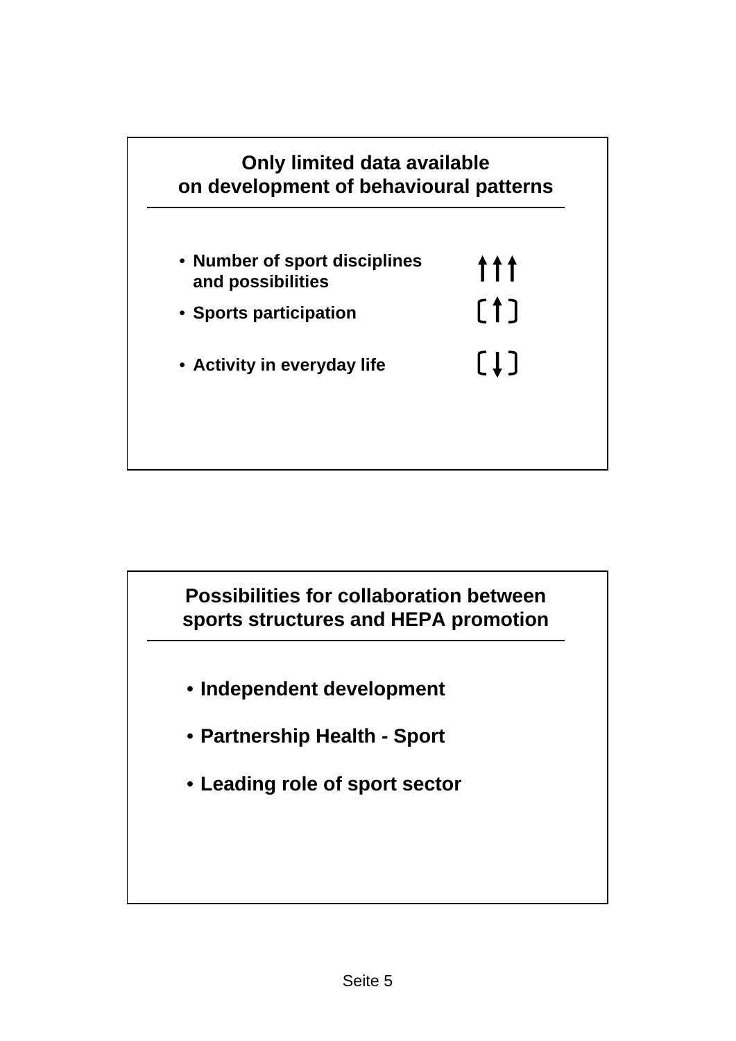## Only limited data available on development of behavioural patterns

- Number of sport disciplines and possibilities ↑↑↑
- Sports participation (↑)
- Activity in everyday life (↓)

## Possibilities for collaboration between sports structures and HEPA promotion

- Independent development
- Partnership Health - Sport
- Leading role of sport sector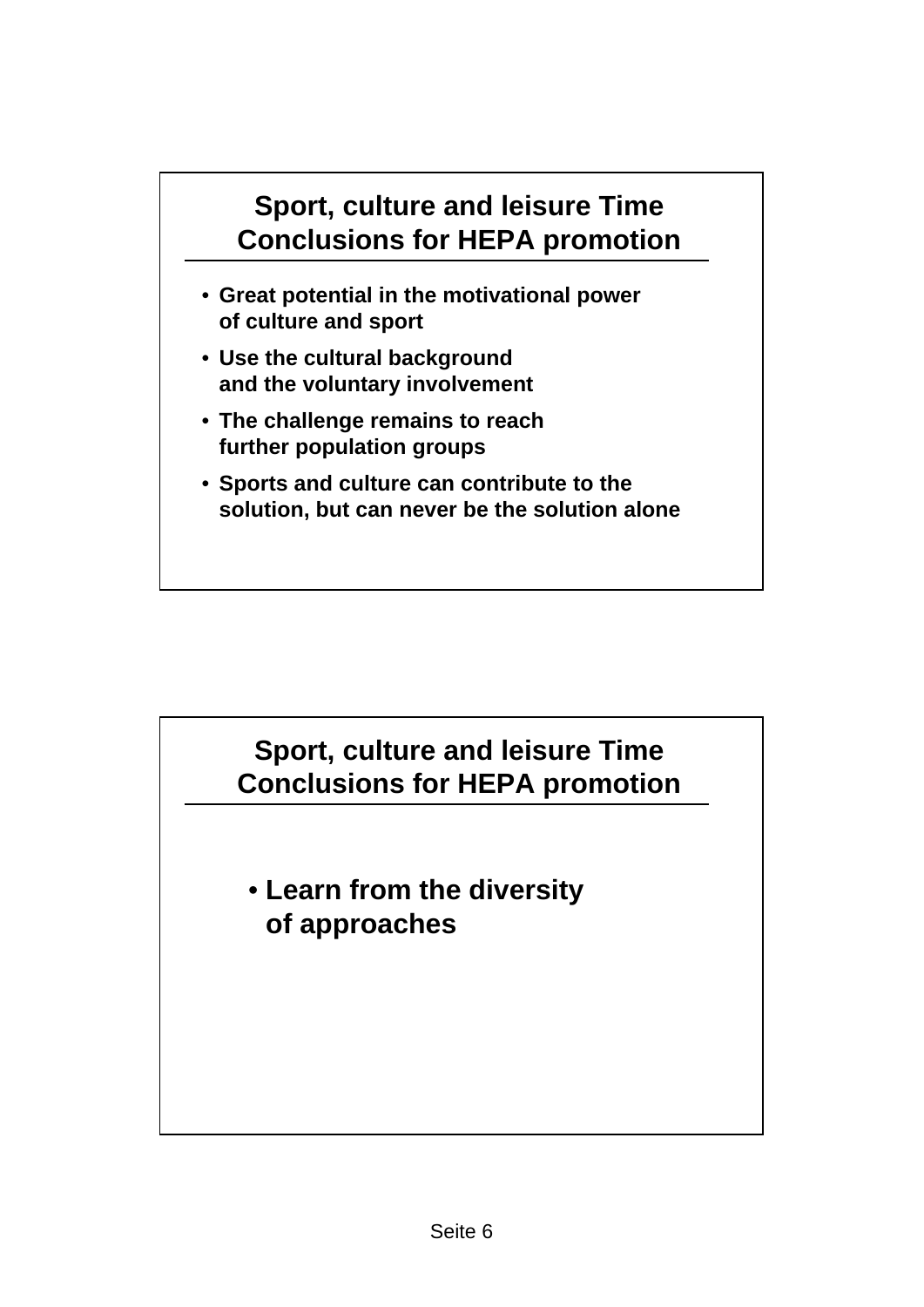## Sport, culture and leisure Time Conclusions for HEPA promotion

- **Great potential in the motivational power of culture and sport**
- **Use the cultural background and the voluntary involvement**
- **The challenge remains to reach further population groups**
- **Sports and culture can contribute to the solution, but can never be the solution alone**

## Sport, culture and leisure Time Conclusions for HEPA promotion

- **Learn from the diversity of approaches**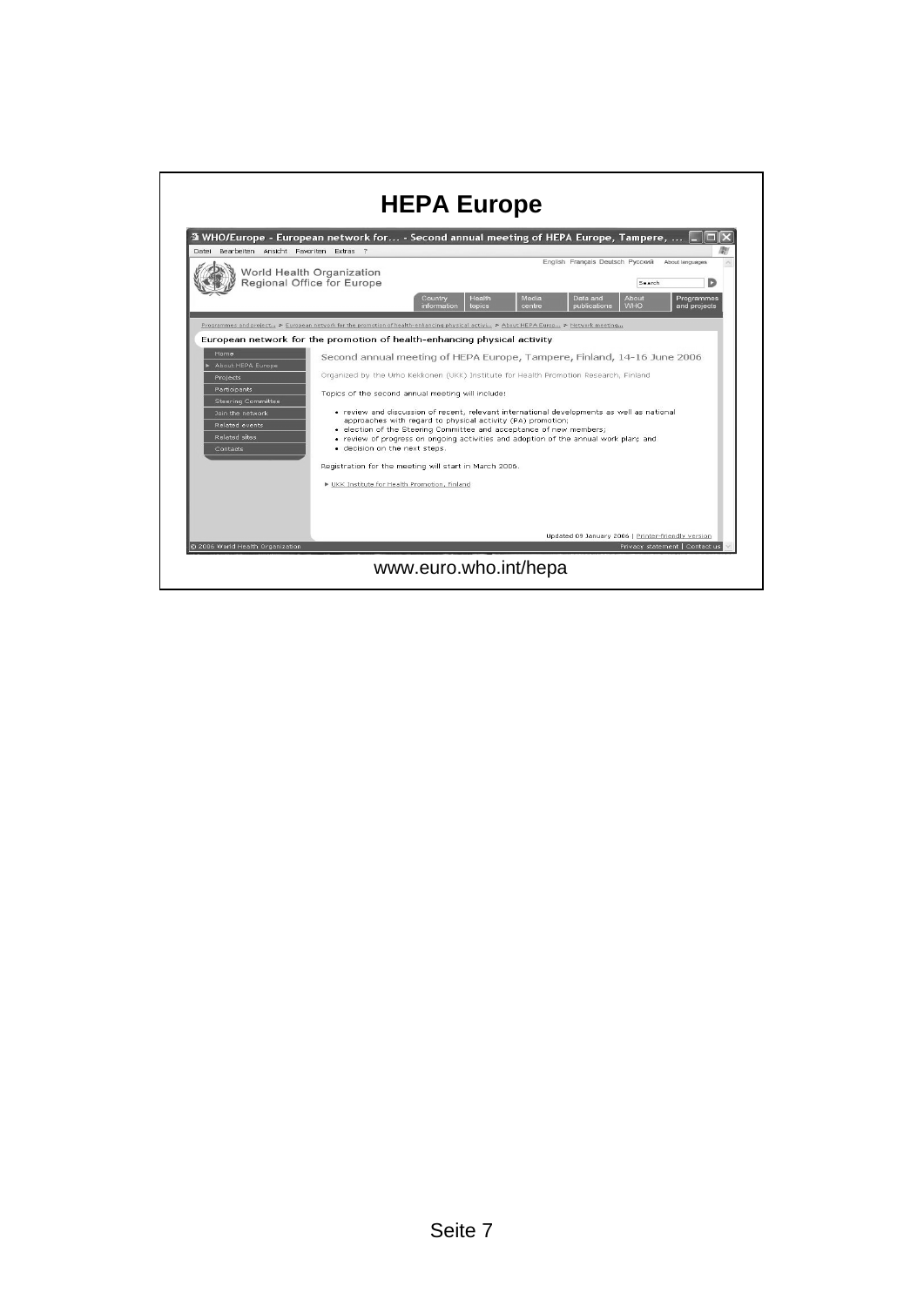# HEPA Europe

WHO/Europe - European network for... - Second annual meeting of HEPA Europe, Tampere, ...

Datei Bearbeiten Ansicht Favoriten Extras ?

English Français Deutsch Русский About languages

World Health Organization
Regional Office for Europe

Search

Country information | Health topics | Media centre | Data and publications | About WHO | Programmes and projects

Programmes and project... > European network for the promotion of health-enhancing physical activi... > About HEPA Europ... > Network meeting...

European network for the promotion of health-enhancing physical activity

- Home
- About HEPA Europe
- Projects
- Participants
- Steering Committee
- Join the network
- Related events
- Related sites
- Contacts

Second annual meeting of HEPA Europe, Tampere, Finland, 14-16 June 2006

Organized by the Urho Kekkonen (UKK) Institute for Health Promotion Research, Finland

Topics of the second annual meeting will include:

- review and discussion of recent, relevant international developments as well as national approaches with regard to physical activity (PA) promotion;
- election of the Steering Committee and acceptance of new members;
- review of progress on ongoing activities and adoption of the annual work plan; and
- decision on the next steps.

Registration for the meeting will start in March 2006.

▸ UKK Institute for Health Promotion, Finland

Updated 09 January 2006 | Printer-friendly version

© 2006 World Health Organization

Privacy statement | Contact us

www.euro.who.int/hepa